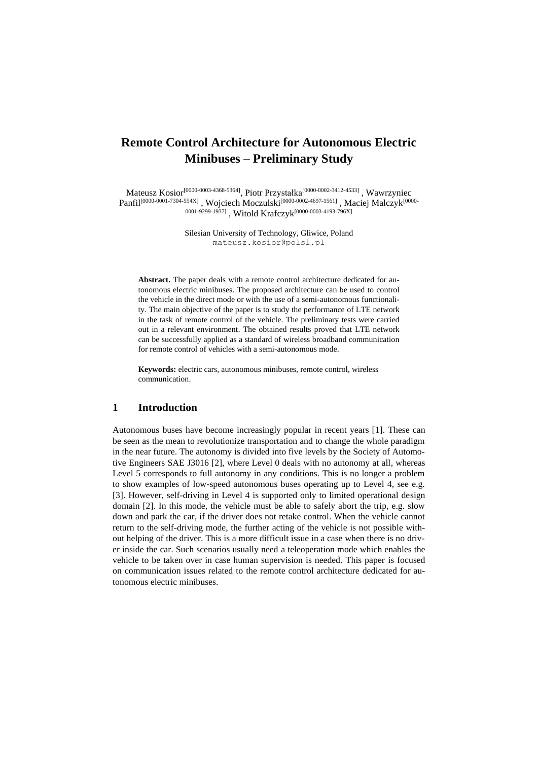# Remote Control Architecture for Autonomous Electric Minibuses – Preliminary Study

Mateusz Kosior[0000-0003-4368-5364], Piotr Przystałka[0000-0002-3412-4533], Wawrzyniec Panfil[0000-0001-7304-554X], Wojciech Moczulski[0000-0002-4697-1561], Maciej Malczyk[0000-0001-9299-1937], Witold Krafczyk[0000-0003-4193-796X]

Silesian University of Technology, Gliwice, Poland
mateusz.kosior@polsl.pl

**Abstract.** The paper deals with a remote control architecture dedicated for autonomous electric minibuses. The proposed architecture can be used to control the vehicle in the direct mode or with the use of a semi-autonomous functionality. The main objective of the paper is to study the performance of LTE network in the task of remote control of the vehicle. The preliminary tests were carried out in a relevant environment. The obtained results proved that LTE network can be successfully applied as a standard of wireless broadband communication for remote control of vehicles with a semi-autonomous mode.

**Keywords:** electric cars, autonomous minibuses, remote control, wireless communication.

## 1 Introduction

Autonomous buses have become increasingly popular in recent years [1]. These can be seen as the mean to revolutionize transportation and to change the whole paradigm in the near future. The autonomy is divided into five levels by the Society of Automotive Engineers SAE J3016 [2], where Level 0 deals with no autonomy at all, whereas Level 5 corresponds to full autonomy in any conditions. This is no longer a problem to show examples of low-speed autonomous buses operating up to Level 4, see e.g. [3]. However, self-driving in Level 4 is supported only to limited operational design domain [2]. In this mode, the vehicle must be able to safely abort the trip, e.g. slow down and park the car, if the driver does not retake control. When the vehicle cannot return to the self-driving mode, the further acting of the vehicle is not possible without helping of the driver. This is a more difficult issue in a case when there is no driver inside the car. Such scenarios usually need a teleoperation mode which enables the vehicle to be taken over in case human supervision is needed. This paper is focused on communication issues related to the remote control architecture dedicated for autonomous electric minibuses.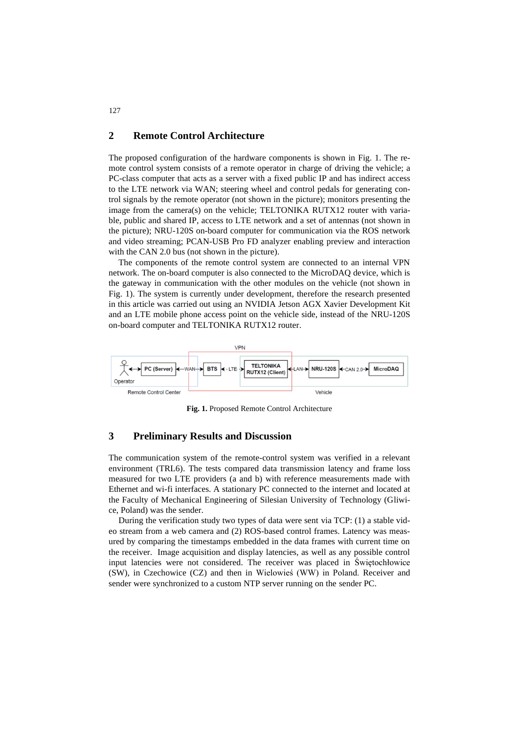## 2 Remote Control Architecture

The proposed configuration of the hardware components is shown in Fig. 1. The remote control system consists of a remote operator in charge of driving the vehicle; a PC-class computer that acts as a server with a fixed public IP and has indirect access to the LTE network via WAN; steering wheel and control pedals for generating control signals by the remote operator (not shown in the picture); monitors presenting the image from the camera(s) on the vehicle; TELTONIKA RUTX12 router with variable, public and shared IP, access to LTE network and a set of antennas (not shown in the picture); NRU-120S on-board computer for communication via the ROS network and video streaming; PCAN-USB Pro FD analyzer enabling preview and interaction with the CAN 2.0 bus (not shown in the picture).

The components of the remote control system are connected to an internal VPN network. The on-board computer is also connected to the MicroDAQ device, which is the gateway in communication with the other modules on the vehicle (not shown in Fig. 1). The system is currently under development, therefore the research presented in this article was carried out using an NVIDIA Jetson AGX Xavier Development Kit and an LTE mobile phone access point on the vehicle side, instead of the NRU-120S on-board computer and TELTONIKA RUTX12 router.

VPN

Operator — PC (Server) ←WAN→ BTS ←LTE→ TELTONIKA RUTX12 (Client) ←LAN→ NRU-120S ←CAN 2.0→ MicroDAQ

Remote Control Center — Vehicle

**Fig. 1.** Proposed Remote Control Architecture

## 3 Preliminary Results and Discussion

The communication system of the remote-control system was verified in a relevant environment (TRL6). The tests compared data transmission latency and frame loss measured for two LTE providers (a and b) with reference measurements made with Ethernet and wi-fi interfaces. A stationary PC connected to the internet and located at the Faculty of Mechanical Engineering of Silesian University of Technology (Gliwice, Poland) was the sender.

During the verification study two types of data were sent via TCP: (1) a stable video stream from a web camera and (2) ROS-based control frames. Latency was measured by comparing the timestamps embedded in the data frames with current time on the receiver. Image acquisition and display latencies, as well as any possible control input latencies were not considered. The receiver was placed in Świętochłowice (SW), in Czechowice (CZ) and then in Wielowieś (WW) in Poland. Receiver and sender were synchronized to a custom NTP server running on the sender PC.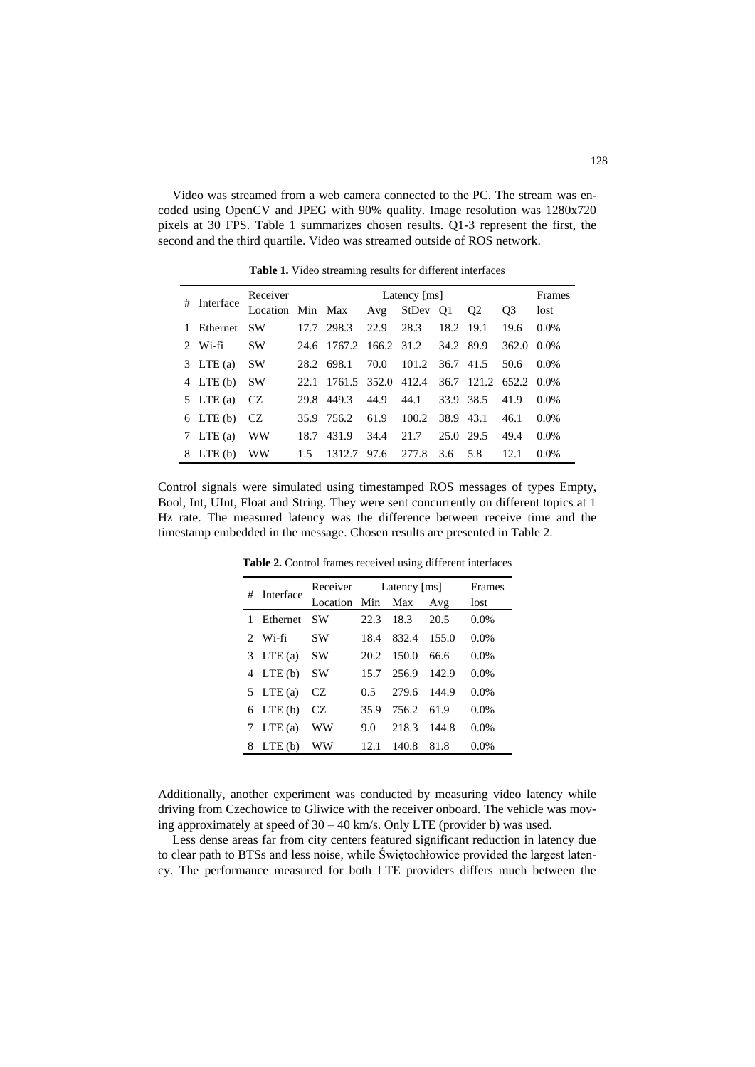Video was streamed from a web camera connected to the PC. The stream was encoded using OpenCV and JPEG with 90% quality. Image resolution was 1280x720 pixels at 30 FPS. Table 1 summarizes chosen results. Q1-3 represent the first, the second and the third quartile. Video was streamed outside of ROS network.

**Table 1.** Video streaming results for different interfaces

| # | Interface | Receiver Location | Latency [ms] | | | | | | | Frames lost |
|---|---|---|---|---|---|---|---|---|---|---|
| | | | Min | Max | Avg | StDev | Q1 | Q2 | Q3 | |
| 1 | Ethernet | SW | 17.7 | 298.3 | 22.9 | 28.3 | 18.2 | 19.1 | 19.6 | 0.0% |
| 2 | Wi-fi | SW | 24.6 | 1767.2 | 166.2 | 31.2 | 34.2 | 89.9 | 362.0 | 0.0% |
| 3 | LTE (a) | SW | 28.2 | 698.1 | 70.0 | 101.2 | 36.7 | 41.5 | 50.6 | 0.0% |
| 4 | LTE (b) | SW | 22.1 | 1761.5 | 352.0 | 412.4 | 36.7 | 121.2 | 652.2 | 0.0% |
| 5 | LTE (a) | CZ | 29.8 | 449.3 | 44.9 | 44.1 | 33.9 | 38.5 | 41.9 | 0.0% |
| 6 | LTE (b) | CZ | 35.9 | 756.2 | 61.9 | 100.2 | 38.9 | 43.1 | 46.1 | 0.0% |
| 7 | LTE (a) | WW | 18.7 | 431.9 | 34.4 | 21.7 | 25.0 | 29.5 | 49.4 | 0.0% |
| 8 | LTE (b) | WW | 1.5 | 1312.7 | 97.6 | 277.8 | 3.6 | 5.8 | 12.1 | 0.0% |

Control signals were simulated using timestamped ROS messages of types Empty, Bool, Int, UInt, Float and String. They were sent concurrently on different topics at 1 Hz rate. The measured latency was the difference between receive time and the timestamp embedded in the message. Chosen results are presented in Table 2.

**Table 2.** Control frames received using different interfaces

| # | Interface | Receiver Location | Latency [ms] | | | Frames lost |
|---|---|---|---|---|---|---|
| | | | Min | Max | Avg | |
| 1 | Ethernet | SW | 22.3 | 18.3 | 20.5 | 0.0% |
| 2 | Wi-fi | SW | 18.4 | 832.4 | 155.0 | 0.0% |
| 3 | LTE (a) | SW | 20.2 | 150.0 | 66.6 | 0.0% |
| 4 | LTE (b) | SW | 15.7 | 256.9 | 142.9 | 0.0% |
| 5 | LTE (a) | CZ | 0.5 | 279.6 | 144.9 | 0.0% |
| 6 | LTE (b) | CZ | 35.9 | 756.2 | 61.9 | 0.0% |
| 7 | LTE (a) | WW | 9.0 | 218.3 | 144.8 | 0.0% |
| 8 | LTE (b) | WW | 12.1 | 140.8 | 81.8 | 0.0% |

Additionally, another experiment was conducted by measuring video latency while driving from Czechowice to Gliwice with the receiver onboard. The vehicle was moving approximately at speed of 30 – 40 km/s. Only LTE (provider b) was used.

Less dense areas far from city centers featured significant reduction in latency due to clear path to BTSs and less noise, while Świętochłowice provided the largest latency. The performance measured for both LTE providers differs much between the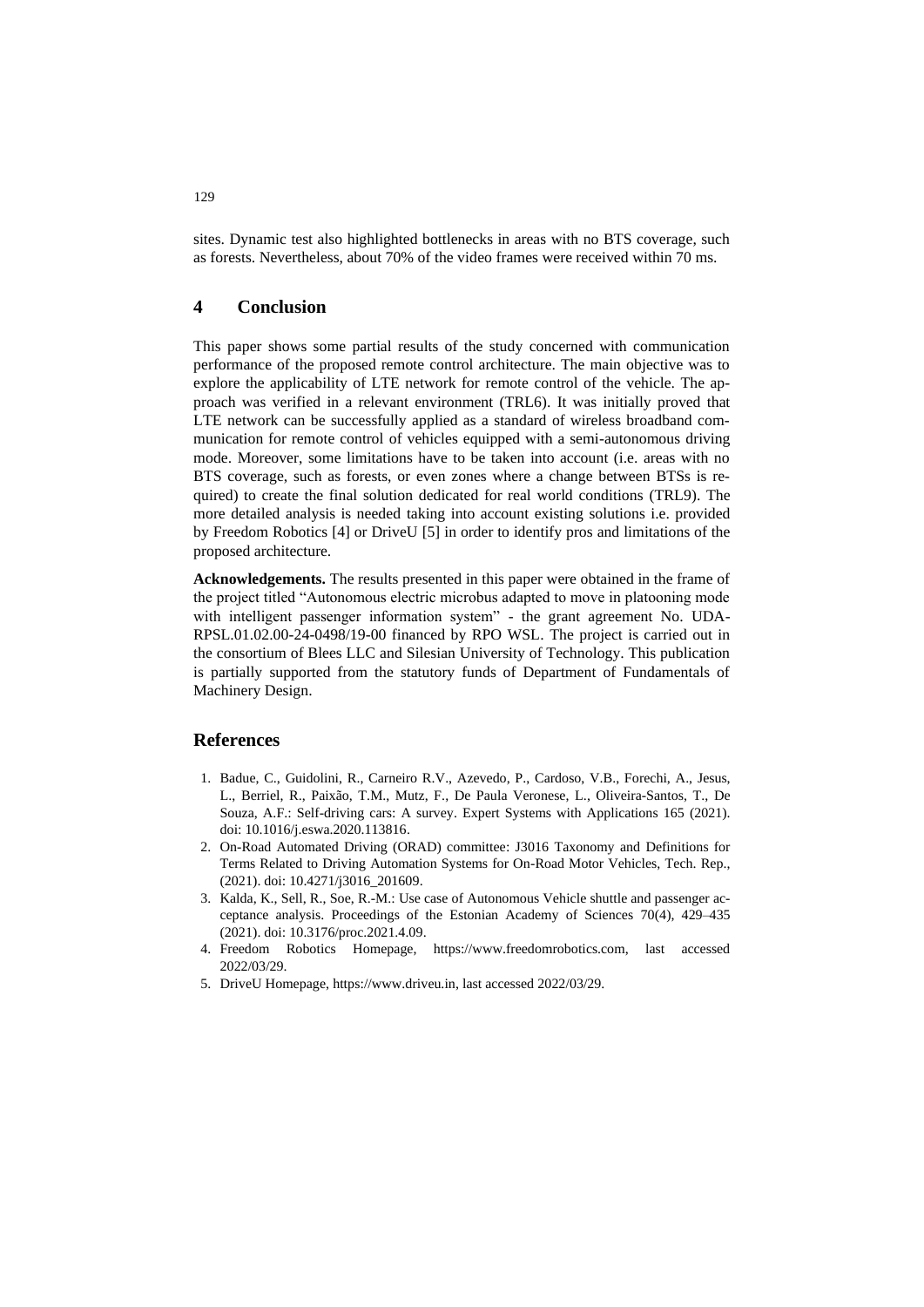sites. Dynamic test also highlighted bottlenecks in areas with no BTS coverage, such as forests. Nevertheless, about 70% of the video frames were received within 70 ms.

## 4 Conclusion

This paper shows some partial results of the study concerned with communication performance of the proposed remote control architecture. The main objective was to explore the applicability of LTE network for remote control of the vehicle. The approach was verified in a relevant environment (TRL6). It was initially proved that LTE network can be successfully applied as a standard of wireless broadband communication for remote control of vehicles equipped with a semi-autonomous driving mode. Moreover, some limitations have to be taken into account (i.e. areas with no BTS coverage, such as forests, or even zones where a change between BTSs is required) to create the final solution dedicated for real world conditions (TRL9). The more detailed analysis is needed taking into account existing solutions i.e. provided by Freedom Robotics [4] or DriveU [5] in order to identify pros and limitations of the proposed architecture.

**Acknowledgements.** The results presented in this paper were obtained in the frame of the project titled "Autonomous electric microbus adapted to move in platooning mode with intelligent passenger information system" - the grant agreement No. UDA-RPSL.01.02.00-24-0498/19-00 financed by RPO WSL. The project is carried out in the consortium of Blees LLC and Silesian University of Technology. This publication is partially supported from the statutory funds of Department of Fundamentals of Machinery Design.

## References

1. Badue, C., Guidolini, R., Carneiro R.V., Azevedo, P., Cardoso, V.B., Forechi, A., Jesus, L., Berriel, R., Paixão, T.M., Mutz, F., De Paula Veronese, L., Oliveira-Santos, T., De Souza, A.F.: Self-driving cars: A survey. Expert Systems with Applications 165 (2021). doi: 10.1016/j.eswa.2020.113816.
2. On-Road Automated Driving (ORAD) committee: J3016 Taxonomy and Definitions for Terms Related to Driving Automation Systems for On-Road Motor Vehicles, Tech. Rep., (2021). doi: 10.4271/j3016_201609.
3. Kalda, K., Sell, R., Soe, R.-M.: Use case of Autonomous Vehicle shuttle and passenger acceptance analysis. Proceedings of the Estonian Academy of Sciences 70(4), 429–435 (2021). doi: 10.3176/proc.2021.4.09.
4. Freedom Robotics Homepage, https://www.freedomrobotics.com, last accessed 2022/03/29.
5. DriveU Homepage, https://www.driveu.in, last accessed 2022/03/29.